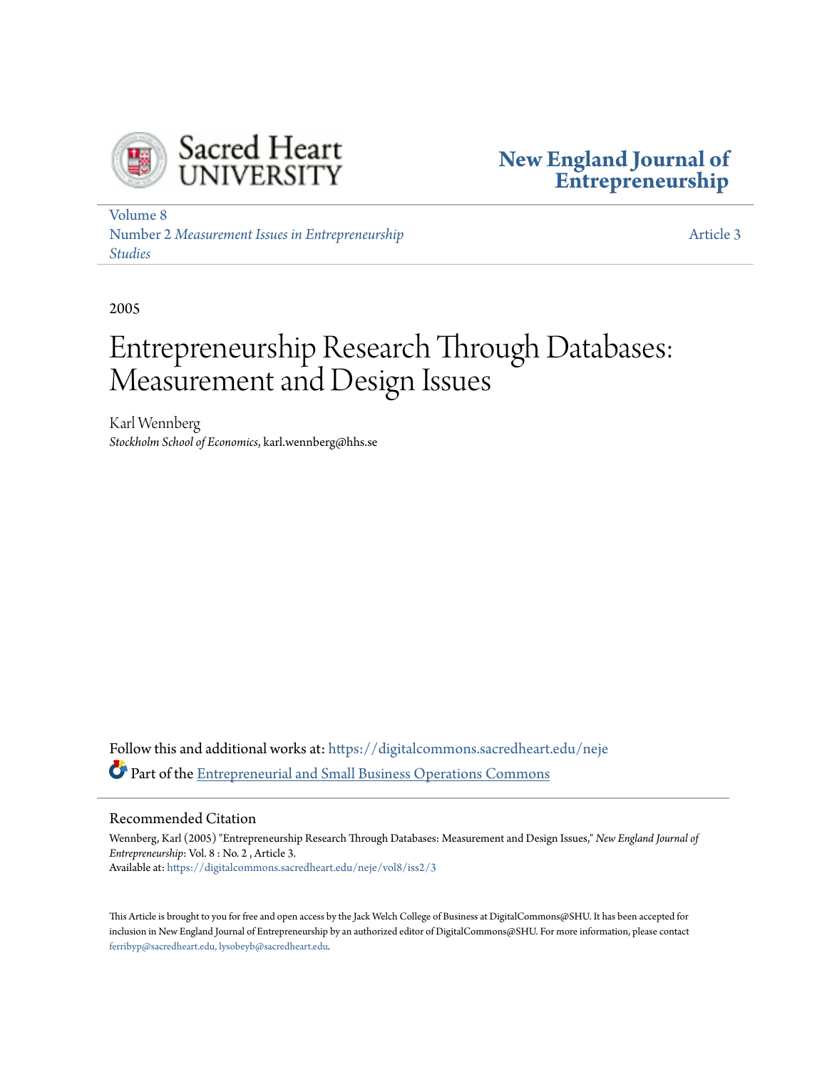Sacred Heart UNIVERSITY

**New England Journal of Entrepreneurship**

Volume 8
Number 2 *Measurement Issues in Entrepreneurship Studies*

Article 3

2005

# Entrepreneurship Research Through Databases: Measurement and Design Issues

Karl Wennberg
*Stockholm School of Economics*, karl.wennberg@hhs.se

Follow this and additional works at: https://digitalcommons.sacredheart.edu/neje

Part of the Entrepreneurial and Small Business Operations Commons

## Recommended Citation

Wennberg, Karl (2005) "Entrepreneurship Research Through Databases: Measurement and Design Issues," *New England Journal of Entrepreneurship*: Vol. 8 : No. 2 , Article 3.
Available at: https://digitalcommons.sacredheart.edu/neje/vol8/iss2/3

This Article is brought to you for free and open access by the Jack Welch College of Business at DigitalCommons@SHU. It has been accepted for inclusion in New England Journal of Entrepreneurship by an authorized editor of DigitalCommons@SHU. For more information, please contact ferribyp@sacredheart.edu, lysobeyb@sacredheart.edu.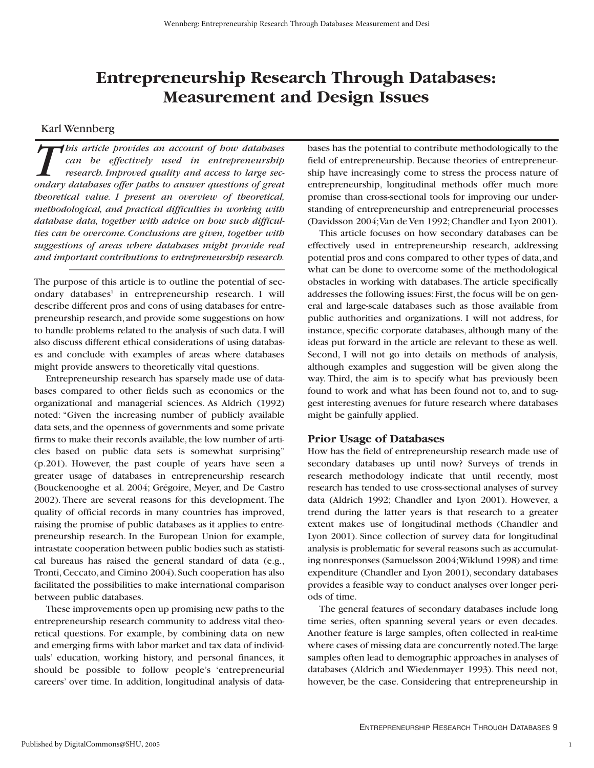# Entrepreneurship Research Through Databases: Measurement and Design Issues

Karl Wennberg

*This article provides an account of how databases can be effectively used in entrepreneurship research. Improved quality and access to large secondary databases offer paths to answer questions of great theoretical value. I present an overview of theoretical, methodological, and practical difficulties in working with database data, together with advice on how such difficulties can be overcome. Conclusions are given, together with suggestions of areas where databases might provide real and important contributions to entrepreneurship research.*

The purpose of this article is to outline the potential of secondary databases[1] in entrepreneurship research. I will describe different pros and cons of using databases for entrepreneurship research, and provide some suggestions on how to handle problems related to the analysis of such data. I will also discuss different ethical considerations of using databases and conclude with examples of areas where databases might provide answers to theoretically vital questions.

Entrepreneurship research has sparsely made use of databases compared to other fields such as economics or the organizational and managerial sciences. As Aldrich (1992) noted: "Given the increasing number of publicly available data sets, and the openness of governments and some private firms to make their records available, the low number of articles based on public data sets is somewhat surprising" (p.201). However, the past couple of years have seen a greater usage of databases in entrepreneurship research (Bouckenooghe et al. 2004; Grégoire, Meyer, and De Castro 2002). There are several reasons for this development. The quality of official records in many countries has improved, raising the promise of public databases as it applies to entrepreneurship research. In the European Union for example, intrastate cooperation between public bodies such as statistical bureaus has raised the general standard of data (e.g., Tronti, Ceccato, and Cimino 2004). Such cooperation has also facilitated the possibilities to make international comparison between public databases.

These improvements open up promising new paths to the entrepreneurship research community to address vital theoretical questions. For example, by combining data on new and emerging firms with labor market and tax data of individuals' education, working history, and personal finances, it should be possible to follow people's 'entrepreneurial careers' over time. In addition, longitudinal analysis of databases has the potential to contribute methodologically to the field of entrepreneurship. Because theories of entrepreneurship have increasingly come to stress the process nature of entrepreneurship, longitudinal methods offer much more promise than cross-sectional tools for improving our understanding of entrepreneurship and entrepreneurial processes (Davidsson 2004; Van de Ven 1992; Chandler and Lyon 2001).

This article focuses on how secondary databases can be effectively used in entrepreneurship research, addressing potential pros and cons compared to other types of data, and what can be done to overcome some of the methodological obstacles in working with databases. The article specifically addresses the following issues: First, the focus will be on general and large-scale databases such as those available from public authorities and organizations. I will not address, for instance, specific corporate databases, although many of the ideas put forward in the article are relevant to these as well. Second, I will not go into details on methods of analysis, although examples and suggestion will be given along the way. Third, the aim is to specify what has previously been found to work and what has been found not to, and to suggest interesting avenues for future research where databases might be gainfully applied.

## Prior Usage of Databases

How has the field of entrepreneurship research made use of secondary databases up until now? Surveys of trends in research methodology indicate that until recently, most research has tended to use cross-sectional analyses of survey data (Aldrich 1992; Chandler and Lyon 2001). However, a trend during the latter years is that research to a greater extent makes use of longitudinal methods (Chandler and Lyon 2001). Since collection of survey data for longitudinal analysis is problematic for several reasons such as accumulating nonresponses (Samuelsson 2004; Wiklund 1998) and time expenditure (Chandler and Lyon 2001), secondary databases provides a feasible way to conduct analyses over longer periods of time.

The general features of secondary databases include long time series, often spanning several years or even decades. Another feature is large samples, often collected in real-time where cases of missing data are concurrently noted. The large samples often lead to demographic approaches in analyses of databases (Aldrich and Wiedenmayer 1993). This need not, however, be the case. Considering that entrepreneurship in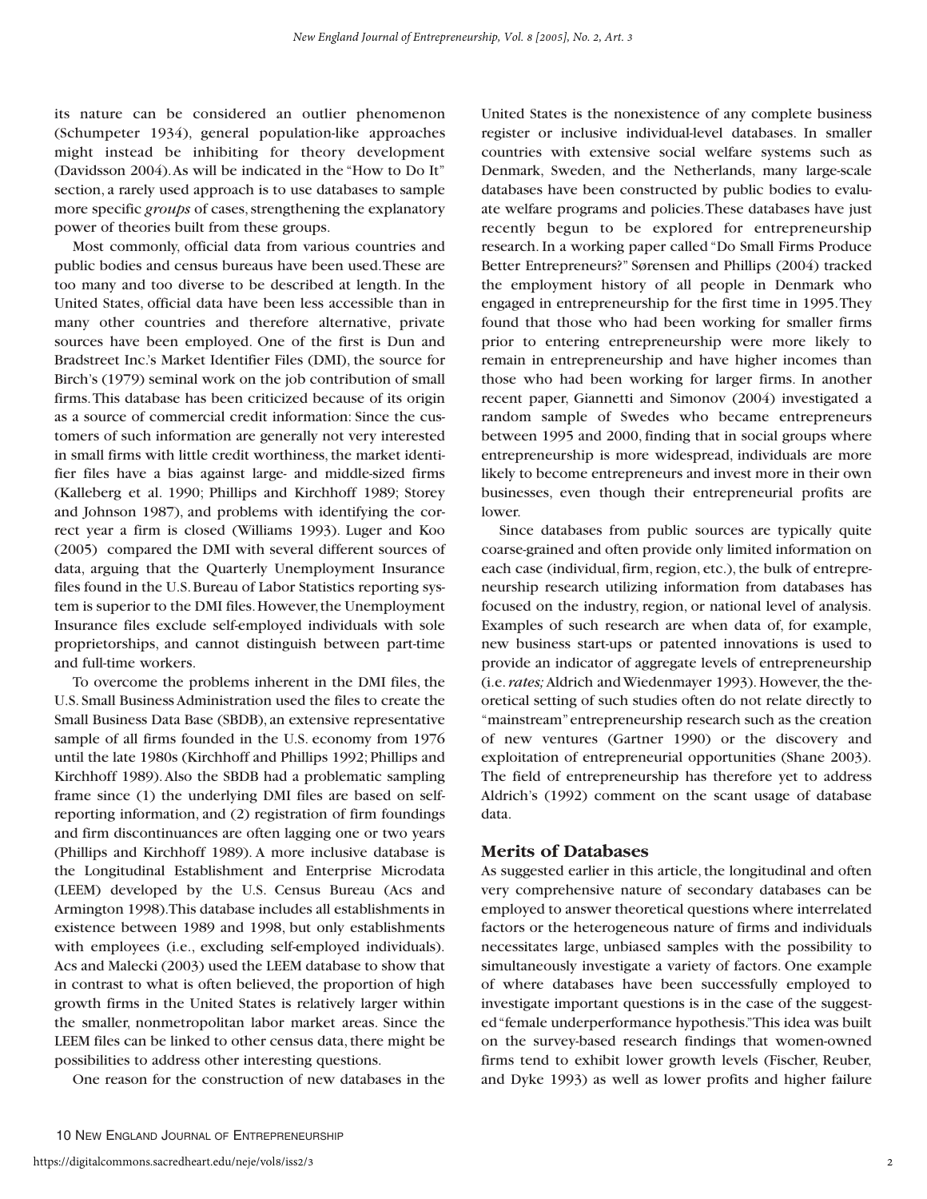its nature can be considered an outlier phenomenon (Schumpeter 1934), general population-like approaches might instead be inhibiting for theory development (Davidsson 2004). As will be indicated in the "How to Do It" section, a rarely used approach is to use databases to sample more specific *groups* of cases, strengthening the explanatory power of theories built from these groups.

Most commonly, official data from various countries and public bodies and census bureaus have been used. These are too many and too diverse to be described at length. In the United States, official data have been less accessible than in many other countries and therefore alternative, private sources have been employed. One of the first is Dun and Bradstreet Inc.'s Market Identifier Files (DMI), the source for Birch's (1979) seminal work on the job contribution of small firms. This database has been criticized because of its origin as a source of commercial credit information: Since the customers of such information are generally not very interested in small firms with little credit worthiness, the market identifier files have a bias against large- and middle-sized firms (Kalleberg et al. 1990; Phillips and Kirchhoff 1989; Storey and Johnson 1987), and problems with identifying the correct year a firm is closed (Williams 1993). Luger and Koo (2005) compared the DMI with several different sources of data, arguing that the Quarterly Unemployment Insurance files found in the U.S. Bureau of Labor Statistics reporting system is superior to the DMI files. However, the Unemployment Insurance files exclude self-employed individuals with sole proprietorships, and cannot distinguish between part-time and full-time workers.

To overcome the problems inherent in the DMI files, the U.S. Small Business Administration used the files to create the Small Business Data Base (SBDB), an extensive representative sample of all firms founded in the U.S. economy from 1976 until the late 1980s (Kirchhoff and Phillips 1992; Phillips and Kirchhoff 1989). Also the SBDB had a problematic sampling frame since (1) the underlying DMI files are based on self-reporting information, and (2) registration of firm foundings and firm discontinuances are often lagging one or two years (Phillips and Kirchhoff 1989). A more inclusive database is the Longitudinal Establishment and Enterprise Microdata (LEEM) developed by the U.S. Census Bureau (Acs and Armington 1998). This database includes all establishments in existence between 1989 and 1998, but only establishments with employees (i.e., excluding self-employed individuals). Acs and Malecki (2003) used the LEEM database to show that in contrast to what is often believed, the proportion of high growth firms in the United States is relatively larger within the smaller, nonmetropolitan labor market areas. Since the LEEM files can be linked to other census data, there might be possibilities to address other interesting questions.

One reason for the construction of new databases in the United States is the nonexistence of any complete business register or inclusive individual-level databases. In smaller countries with extensive social welfare systems such as Denmark, Sweden, and the Netherlands, many large-scale databases have been constructed by public bodies to evaluate welfare programs and policies. These databases have just recently begun to be explored for entrepreneurship research. In a working paper called "Do Small Firms Produce Better Entrepreneurs?" Sørensen and Phillips (2004) tracked the employment history of all people in Denmark who engaged in entrepreneurship for the first time in 1995. They found that those who had been working for smaller firms prior to entering entrepreneurship were more likely to remain in entrepreneurship and have higher incomes than those who had been working for larger firms. In another recent paper, Giannetti and Simonov (2004) investigated a random sample of Swedes who became entrepreneurs between 1995 and 2000, finding that in social groups where entrepreneurship is more widespread, individuals are more likely to become entrepreneurs and invest more in their own businesses, even though their entrepreneurial profits are lower.

Since databases from public sources are typically quite coarse-grained and often provide only limited information on each case (individual, firm, region, etc.), the bulk of entrepreneurship research utilizing information from databases has focused on the industry, region, or national level of analysis. Examples of such research are when data of, for example, new business start-ups or patented innovations is used to provide an indicator of aggregate levels of entrepreneurship (i.e. *rates;* Aldrich and Wiedenmayer 1993). However, the theoretical setting of such studies often do not relate directly to "mainstream" entrepreneurship research such as the creation of new ventures (Gartner 1990) or the discovery and exploitation of entrepreneurial opportunities (Shane 2003). The field of entrepreneurship has therefore yet to address Aldrich's (1992) comment on the scant usage of database data.

## Merits of Databases

As suggested earlier in this article, the longitudinal and often very comprehensive nature of secondary databases can be employed to answer theoretical questions where interrelated factors or the heterogeneous nature of firms and individuals necessitates large, unbiased samples with the possibility to simultaneously investigate a variety of factors. One example of where databases have been successfully employed to investigate important questions is in the case of the suggested "female underperformance hypothesis." This idea was built on the survey-based research findings that women-owned firms tend to exhibit lower growth levels (Fischer, Reuber, and Dyke 1993) as well as lower profits and higher failure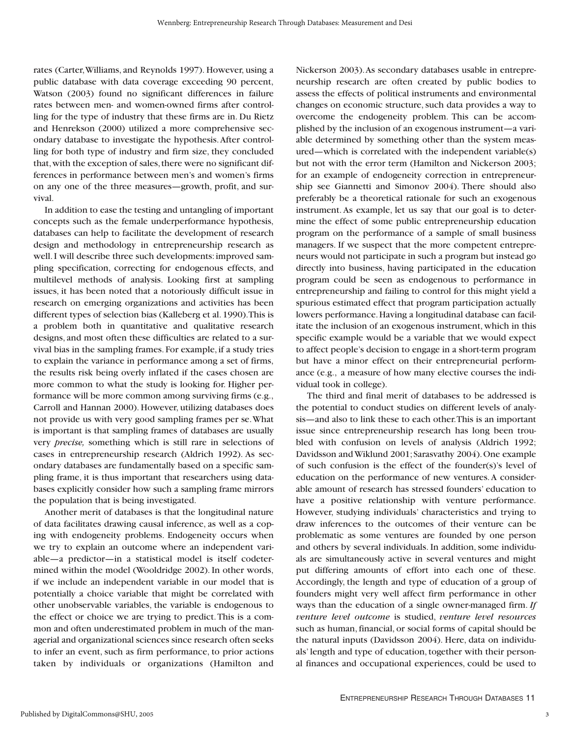rates (Carter, Williams, and Reynolds 1997). However, using a public database with data coverage exceeding 90 percent, Watson (2003) found no significant differences in failure rates between men- and women-owned firms after controlling for the type of industry that these firms are in. Du Rietz and Henrekson (2000) utilized a more comprehensive secondary database to investigate the hypothesis. After controlling for both type of industry and firm size, they concluded that, with the exception of sales, there were no significant differences in performance between men's and women's firms on any one of the three measures—growth, profit, and survival.

In addition to ease the testing and untangling of important concepts such as the female underperformance hypothesis, databases can help to facilitate the development of research design and methodology in entrepreneurship research as well. I will describe three such developments: improved sampling specification, correcting for endogenous effects, and multilevel methods of analysis. Looking first at sampling issues, it has been noted that a notoriously difficult issue in research on emerging organizations and activities has been different types of selection bias (Kalleberg et al. 1990). This is a problem both in quantitative and qualitative research designs, and most often these difficulties are related to a survival bias in the sampling frames. For example, if a study tries to explain the variance in performance among a set of firms, the results risk being overly inflated if the cases chosen are more common to what the study is looking for. Higher performance will be more common among surviving firms (e.g., Carroll and Hannan 2000). However, utilizing databases does not provide us with very good sampling frames per se. What is important is that sampling frames of databases are usually very *precise,* something which is still rare in selections of cases in entrepreneurship research (Aldrich 1992). As secondary databases are fundamentally based on a specific sampling frame, it is thus important that researchers using databases explicitly consider how such a sampling frame mirrors the population that is being investigated.

Another merit of databases is that the longitudinal nature of data facilitates drawing causal inference, as well as a coping with endogeneity problems. Endogeneity occurs when we try to explain an outcome where an independent variable—a predictor—in a statistical model is itself codetermined within the model (Wooldridge 2002). In other words, if we include an independent variable in our model that is potentially a choice variable that might be correlated with other unobservable variables, the variable is endogenous to the effect or choice we are trying to predict. This is a common and often underestimated problem in much of the managerial and organizational sciences since research often seeks to infer an event, such as firm performance, to prior actions taken by individuals or organizations (Hamilton and Nickerson 2003). As secondary databases usable in entrepreneurship research are often created by public bodies to assess the effects of political instruments and environmental changes on economic structure, such data provides a way to overcome the endogeneity problem. This can be accomplished by the inclusion of an exogenous instrument—a variable determined by something other than the system measured—which is correlated with the independent variable(s) but not with the error term (Hamilton and Nickerson 2003; for an example of endogeneity correction in entrepreneurship see Giannetti and Simonov 2004). There should also preferably be a theoretical rationale for such an exogenous instrument. As example, let us say that our goal is to determine the effect of some public entrepreneurship education program on the performance of a sample of small business managers. If we suspect that the more competent entrepreneurs would not participate in such a program but instead go directly into business, having participated in the education program could be seen as endogenous to performance in entrepreneurship and failing to control for this might yield a spurious estimated effect that program participation actually lowers performance. Having a longitudinal database can facilitate the inclusion of an exogenous instrument, which in this specific example would be a variable that we would expect to affect people's decision to engage in a short-term program but have a minor effect on their entrepreneurial performance (e.g., a measure of how many elective courses the individual took in college).

The third and final merit of databases to be addressed is the potential to conduct studies on different levels of analysis—and also to link these to each other. This is an important issue since entrepreneurship research has long been troubled with confusion on levels of analysis (Aldrich 1992; Davidsson and Wiklund 2001; Sarasvathy 2004). One example of such confusion is the effect of the founder(s)'s level of education on the performance of new ventures. A considerable amount of research has stressed founders' education to have a positive relationship with venture performance. However, studying individuals' characteristics and trying to draw inferences to the outcomes of their venture can be problematic as some ventures are founded by one person and others by several individuals. In addition, some individuals are simultaneously active in several ventures and might put differing amounts of effort into each one of these. Accordingly, the length and type of education of a group of founders might very well affect firm performance in other ways than the education of a single owner-managed firm. *If venture level outcome* is studied, *venture level resources* such as human, financial, or social forms of capital should be the natural inputs (Davidsson 2004). Here, data on individuals' length and type of education, together with their personal finances and occupational experiences, could be used to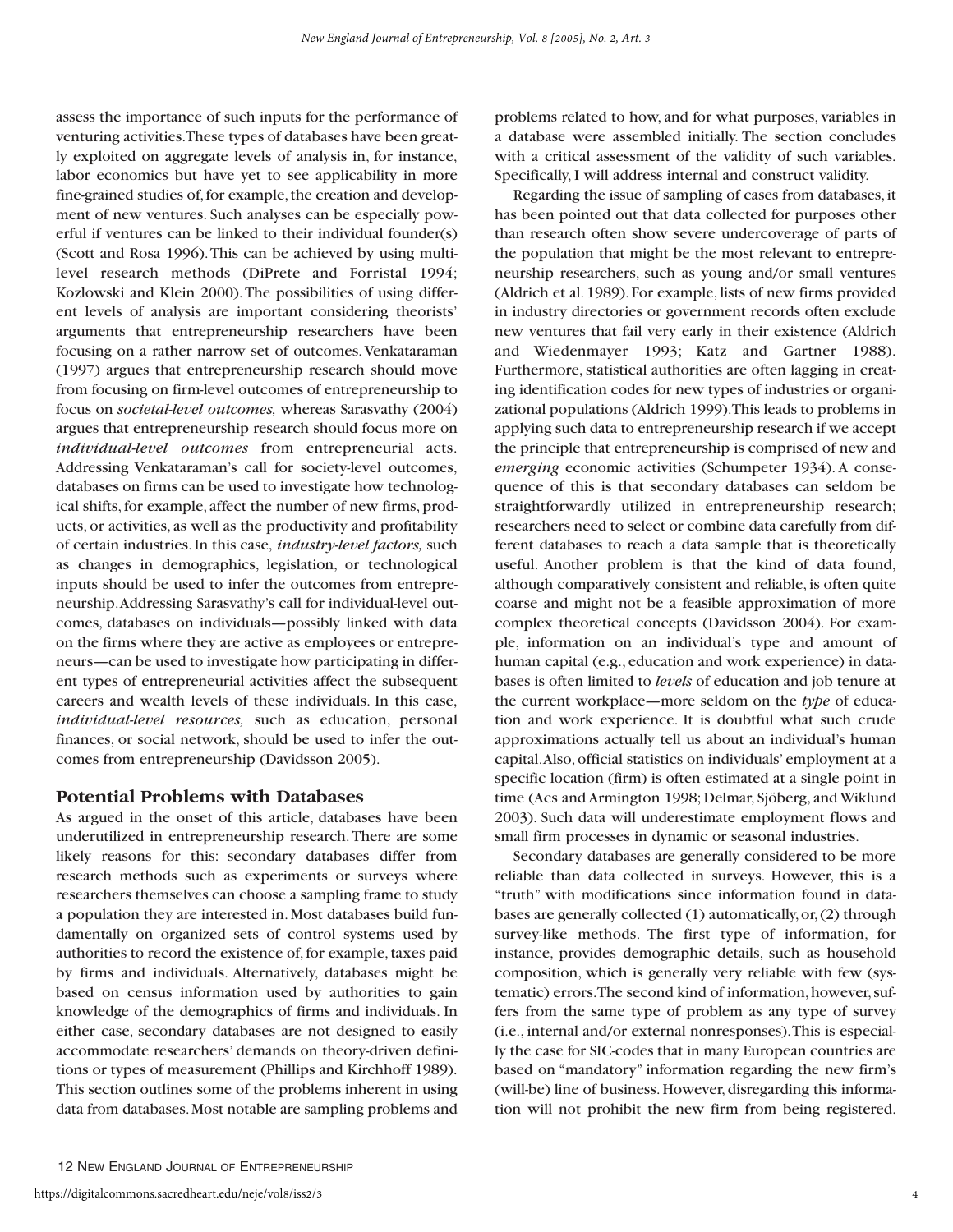assess the importance of such inputs for the performance of venturing activities. These types of databases have been greatly exploited on aggregate levels of analysis in, for instance, labor economics but have yet to see applicability in more fine-grained studies of, for example, the creation and development of new ventures. Such analyses can be especially powerful if ventures can be linked to their individual founder(s) (Scott and Rosa 1996). This can be achieved by using multilevel research methods (DiPrete and Forristal 1994; Kozlowski and Klein 2000). The possibilities of using different levels of analysis are important considering theorists' arguments that entrepreneurship researchers have been focusing on a rather narrow set of outcomes. Venkataraman (1997) argues that entrepreneurship research should move from focusing on firm-level outcomes of entrepreneurship to focus on *societal-level outcomes,* whereas Sarasvathy (2004) argues that entrepreneurship research should focus more on *individual-level outcomes* from entrepreneurial acts. Addressing Venkataraman's call for society-level outcomes, databases on firms can be used to investigate how technological shifts, for example, affect the number of new firms, products, or activities, as well as the productivity and profitability of certain industries. In this case, *industry-level factors,* such as changes in demographics, legislation, or technological inputs should be used to infer the outcomes from entrepreneurship. Addressing Sarasvathy's call for individual-level outcomes, databases on individuals—possibly linked with data on the firms where they are active as employees or entrepreneurs—can be used to investigate how participating in different types of entrepreneurial activities affect the subsequent careers and wealth levels of these individuals. In this case, *individual-level resources,* such as education, personal finances, or social network, should be used to infer the outcomes from entrepreneurship (Davidsson 2005).

## Potential Problems with Databases

As argued in the onset of this article, databases have been underutilized in entrepreneurship research. There are some likely reasons for this: secondary databases differ from research methods such as experiments or surveys where researchers themselves can choose a sampling frame to study a population they are interested in. Most databases build fundamentally on organized sets of control systems used by authorities to record the existence of, for example, taxes paid by firms and individuals. Alternatively, databases might be based on census information used by authorities to gain knowledge of the demographics of firms and individuals. In either case, secondary databases are not designed to easily accommodate researchers' demands on theory-driven definitions or types of measurement (Phillips and Kirchhoff 1989). This section outlines some of the problems inherent in using data from databases. Most notable are sampling problems and problems related to how, and for what purposes, variables in a database were assembled initially. The section concludes with a critical assessment of the validity of such variables. Specifically, I will address internal and construct validity.

Regarding the issue of sampling of cases from databases, it has been pointed out that data collected for purposes other than research often show severe undercoverage of parts of the population that might be the most relevant to entrepreneurship researchers, such as young and/or small ventures (Aldrich et al. 1989). For example, lists of new firms provided in industry directories or government records often exclude new ventures that fail very early in their existence (Aldrich and Wiedenmayer 1993; Katz and Gartner 1988). Furthermore, statistical authorities are often lagging in creating identification codes for new types of industries or organizational populations (Aldrich 1999). This leads to problems in applying such data to entrepreneurship research if we accept the principle that entrepreneurship is comprised of new and *emerging* economic activities (Schumpeter 1934). A consequence of this is that secondary databases can seldom be straightforwardly utilized in entrepreneurship research; researchers need to select or combine data carefully from different databases to reach a data sample that is theoretically useful. Another problem is that the kind of data found, although comparatively consistent and reliable, is often quite coarse and might not be a feasible approximation of more complex theoretical concepts (Davidsson 2004). For example, information on an individual's type and amount of human capital (e.g., education and work experience) in databases is often limited to *levels* of education and job tenure at the current workplace—more seldom on the *type* of education and work experience. It is doubtful what such crude approximations actually tell us about an individual's human capital. Also, official statistics on individuals' employment at a specific location (firm) is often estimated at a single point in time (Acs and Armington 1998; Delmar, Sjöberg, and Wiklund 2003). Such data will underestimate employment flows and small firm processes in dynamic or seasonal industries.

Secondary databases are generally considered to be more reliable than data collected in surveys. However, this is a "truth" with modifications since information found in databases are generally collected (1) automatically, or, (2) through survey-like methods. The first type of information, for instance, provides demographic details, such as household composition, which is generally very reliable with few (systematic) errors. The second kind of information, however, suffers from the same type of problem as any type of survey (i.e., internal and/or external nonresponses). This is especially the case for SIC-codes that in many European countries are based on "mandatory" information regarding the new firm's (will-be) line of business. However, disregarding this information will not prohibit the new firm from being registered.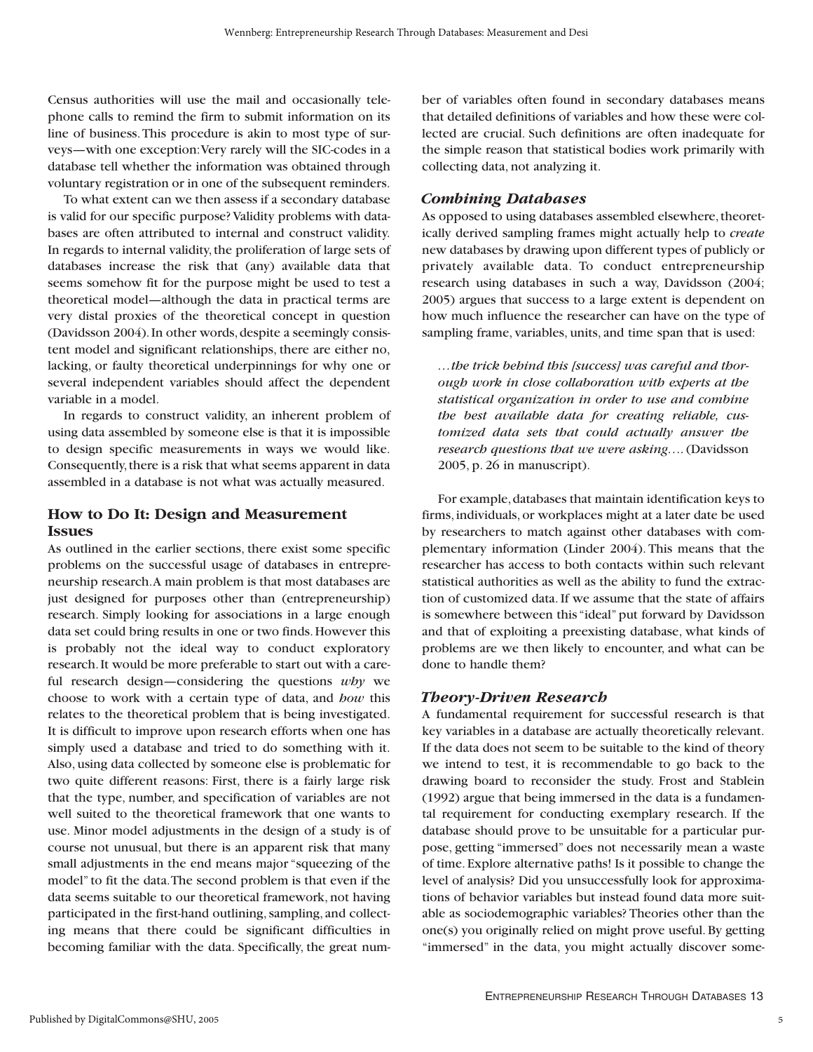Census authorities will use the mail and occasionally telephone calls to remind the firm to submit information on its line of business. This procedure is akin to most type of surveys—with one exception: Very rarely will the SIC-codes in a database tell whether the information was obtained through voluntary registration or in one of the subsequent reminders.

To what extent can we then assess if a secondary database is valid for our specific purpose? Validity problems with databases are often attributed to internal and construct validity. In regards to internal validity, the proliferation of large sets of databases increase the risk that (any) available data that seems somehow fit for the purpose might be used to test a theoretical model—although the data in practical terms are very distal proxies of the theoretical concept in question (Davidsson 2004). In other words, despite a seemingly consistent model and significant relationships, there are either no, lacking, or faulty theoretical underpinnings for why one or several independent variables should affect the dependent variable in a model.

In regards to construct validity, an inherent problem of using data assembled by someone else is that it is impossible to design specific measurements in ways we would like. Consequently, there is a risk that what seems apparent in data assembled in a database is not what was actually measured.

## How to Do It: Design and Measurement Issues

As outlined in the earlier sections, there exist some specific problems on the successful usage of databases in entrepreneurship research. A main problem is that most databases are just designed for purposes other than (entrepreneurship) research. Simply looking for associations in a large enough data set could bring results in one or two finds. However this is probably not the ideal way to conduct exploratory research. It would be more preferable to start out with a careful research design—considering the questions *why* we choose to work with a certain type of data, and *how* this relates to the theoretical problem that is being investigated. It is difficult to improve upon research efforts when one has simply used a database and tried to do something with it. Also, using data collected by someone else is problematic for two quite different reasons: First, there is a fairly large risk that the type, number, and specification of variables are not well suited to the theoretical framework that one wants to use. Minor model adjustments in the design of a study is of course not unusual, but there is an apparent risk that many small adjustments in the end means major "squeezing of the model" to fit the data. The second problem is that even if the data seems suitable to our theoretical framework, not having participated in the first-hand outlining, sampling, and collecting means that there could be significant difficulties in becoming familiar with the data. Specifically, the great number of variables often found in secondary databases means that detailed definitions of variables and how these were collected are crucial. Such definitions are often inadequate for the simple reason that statistical bodies work primarily with collecting data, not analyzing it.

### *Combining Databases*

As opposed to using databases assembled elsewhere, theoretically derived sampling frames might actually help to *create* new databases by drawing upon different types of publicly or privately available data. To conduct entrepreneurship research using databases in such a way, Davidsson (2004; 2005) argues that success to a large extent is dependent on how much influence the researcher can have on the type of sampling frame, variables, units, and time span that is used:

> *…the trick behind this [success] was careful and thorough work in close collaboration with experts at the statistical organization in order to use and combine the best available data for creating reliable, customized data sets that could actually answer the research questions that we were asking….* (Davidsson 2005, p. 26 in manuscript).

For example, databases that maintain identification keys to firms, individuals, or workplaces might at a later date be used by researchers to match against other databases with complementary information (Linder 2004). This means that the researcher has access to both contacts within such relevant statistical authorities as well as the ability to fund the extraction of customized data. If we assume that the state of affairs is somewhere between this "ideal" put forward by Davidsson and that of exploiting a preexisting database, what kinds of problems are we then likely to encounter, and what can be done to handle them?

### *Theory-Driven Research*

A fundamental requirement for successful research is that key variables in a database are actually theoretically relevant. If the data does not seem to be suitable to the kind of theory we intend to test, it is recommendable to go back to the drawing board to reconsider the study. Frost and Stablein (1992) argue that being immersed in the data is a fundamental requirement for conducting exemplary research. If the database should prove to be unsuitable for a particular purpose, getting "immersed" does not necessarily mean a waste of time. Explore alternative paths! Is it possible to change the level of analysis? Did you unsuccessfully look for approximations of behavior variables but instead found data more suitable as sociodemographic variables? Theories other than the one(s) you originally relied on might prove useful. By getting "immersed" in the data, you might actually discover some-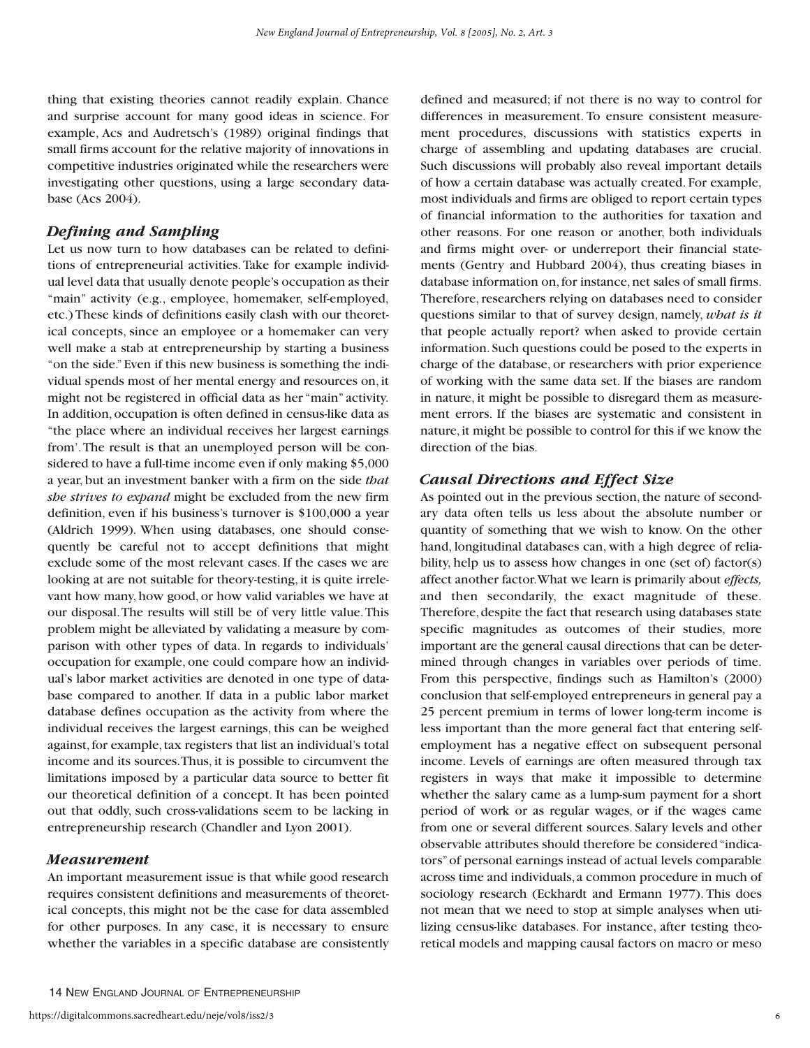thing that existing theories cannot readily explain. Chance and surprise account for many good ideas in science. For example, Acs and Audretsch's (1989) original findings that small firms account for the relative majority of innovations in competitive industries originated while the researchers were investigating other questions, using a large secondary database (Acs 2004).

### *Defining and Sampling*

Let us now turn to how databases can be related to definitions of entrepreneurial activities. Take for example individual level data that usually denote people's occupation as their "main" activity (e.g., employee, homemaker, self-employed, etc.) These kinds of definitions easily clash with our theoretical concepts, since an employee or a homemaker can very well make a stab at entrepreneurship by starting a business "on the side." Even if this new business is something the individual spends most of her mental energy and resources on, it might not be registered in official data as her "main" activity. In addition, occupation is often defined in census-like data as "the place where an individual receives her largest earnings from'. The result is that an unemployed person will be considered to have a full-time income even if only making $5,000 a year, but an investment banker with a firm on the side *that she strives to expand* might be excluded from the new firm definition, even if his business's turnover is $100,000 a year (Aldrich 1999). When using databases, one should consequently be careful not to accept definitions that might exclude some of the most relevant cases. If the cases we are looking at are not suitable for theory-testing, it is quite irrelevant how many, how good, or how valid variables we have at our disposal. The results will still be of very little value. This problem might be alleviated by validating a measure by comparison with other types of data. In regards to individuals' occupation for example, one could compare how an individual's labor market activities are denoted in one type of database compared to another. If data in a public labor market database defines occupation as the activity from where the individual receives the largest earnings, this can be weighed against, for example, tax registers that list an individual's total income and its sources. Thus, it is possible to circumvent the limitations imposed by a particular data source to better fit our theoretical definition of a concept. It has been pointed out that oddly, such cross-validations seem to be lacking in entrepreneurship research (Chandler and Lyon 2001).

### *Measurement*

An important measurement issue is that while good research requires consistent definitions and measurements of theoretical concepts, this might not be the case for data assembled for other purposes. In any case, it is necessary to ensure whether the variables in a specific database are consistently defined and measured; if not there is no way to control for differences in measurement. To ensure consistent measurement procedures, discussions with statistics experts in charge of assembling and updating databases are crucial. Such discussions will probably also reveal important details of how a certain database was actually created. For example, most individuals and firms are obliged to report certain types of financial information to the authorities for taxation and other reasons. For one reason or another, both individuals and firms might over- or underreport their financial statements (Gentry and Hubbard 2004), thus creating biases in database information on, for instance, net sales of small firms. Therefore, researchers relying on databases need to consider questions similar to that of survey design, namely, *what is it* that people actually report? when asked to provide certain information. Such questions could be posed to the experts in charge of the database, or researchers with prior experience of working with the same data set. If the biases are random in nature, it might be possible to disregard them as measurement errors. If the biases are systematic and consistent in nature, it might be possible to control for this if we know the direction of the bias.

### *Causal Directions and Effect Size*

As pointed out in the previous section, the nature of secondary data often tells us less about the absolute number or quantity of something that we wish to know. On the other hand, longitudinal databases can, with a high degree of reliability, help us to assess how changes in one (set of) factor(s) affect another factor. What we learn is primarily about *effects,* and then secondarily, the exact magnitude of these. Therefore, despite the fact that research using databases state specific magnitudes as outcomes of their studies, more important are the general causal directions that can be determined through changes in variables over periods of time. From this perspective, findings such as Hamilton's (2000) conclusion that self-employed entrepreneurs in general pay a 25 percent premium in terms of lower long-term income is less important than the more general fact that entering self-employment has a negative effect on subsequent personal income. Levels of earnings are often measured through tax registers in ways that make it impossible to determine whether the salary came as a lump-sum payment for a short period of work or as regular wages, or if the wages came from one or several different sources. Salary levels and other observable attributes should therefore be considered "indicators" of personal earnings instead of actual levels comparable across time and individuals, a common procedure in much of sociology research (Eckhardt and Ermann 1977). This does not mean that we need to stop at simple analyses when utilizing census-like databases. For instance, after testing theoretical models and mapping causal factors on macro or meso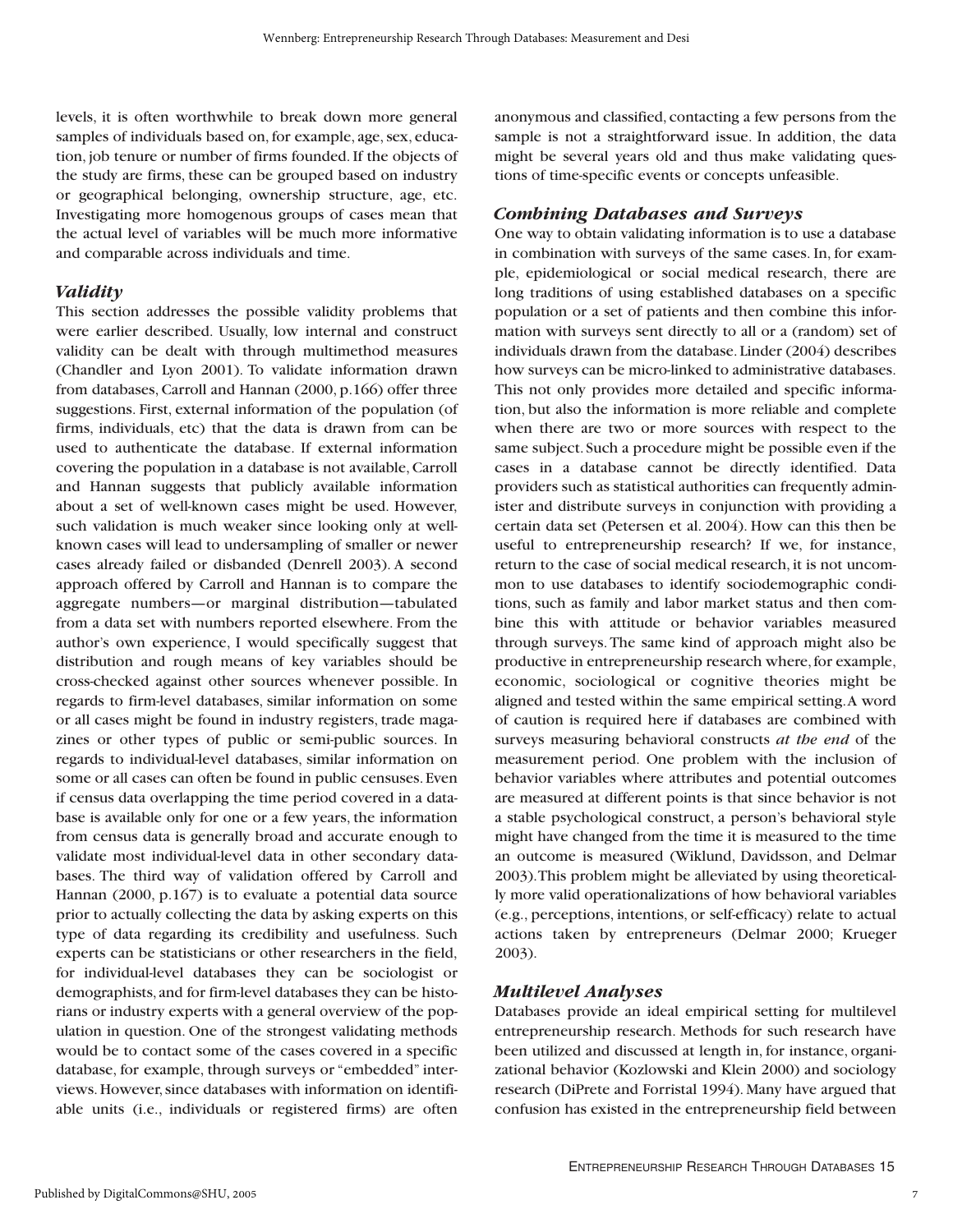levels, it is often worthwhile to break down more general samples of individuals based on, for example, age, sex, education, job tenure or number of firms founded. If the objects of the study are firms, these can be grouped based on industry or geographical belonging, ownership structure, age, etc. Investigating more homogenous groups of cases mean that the actual level of variables will be much more informative and comparable across individuals and time.

### *Validity*

This section addresses the possible validity problems that were earlier described. Usually, low internal and construct validity can be dealt with through multimethod measures (Chandler and Lyon 2001). To validate information drawn from databases, Carroll and Hannan (2000, p.166) offer three suggestions. First, external information of the population (of firms, individuals, etc) that the data is drawn from can be used to authenticate the database. If external information covering the population in a database is not available, Carroll and Hannan suggests that publicly available information about a set of well-known cases might be used. However, such validation is much weaker since looking only at well-known cases will lead to undersampling of smaller or newer cases already failed or disbanded (Denrell 2003). A second approach offered by Carroll and Hannan is to compare the aggregate numbers—or marginal distribution—tabulated from a data set with numbers reported elsewhere. From the author's own experience, I would specifically suggest that distribution and rough means of key variables should be cross-checked against other sources whenever possible. In regards to firm-level databases, similar information on some or all cases might be found in industry registers, trade magazines or other types of public or semi-public sources. In regards to individual-level databases, similar information on some or all cases can often be found in public censuses. Even if census data overlapping the time period covered in a database is available only for one or a few years, the information from census data is generally broad and accurate enough to validate most individual-level data in other secondary databases. The third way of validation offered by Carroll and Hannan (2000, p.167) is to evaluate a potential data source prior to actually collecting the data by asking experts on this type of data regarding its credibility and usefulness. Such experts can be statisticians or other researchers in the field, for individual-level databases they can be sociologist or demographists, and for firm-level databases they can be historians or industry experts with a general overview of the population in question. One of the strongest validating methods would be to contact some of the cases covered in a specific database, for example, through surveys or "embedded" interviews. However, since databases with information on identifiable units (i.e., individuals or registered firms) are often anonymous and classified, contacting a few persons from the sample is not a straightforward issue. In addition, the data might be several years old and thus make validating questions of time-specific events or concepts unfeasible.

### *Combining Databases and Surveys*

One way to obtain validating information is to use a database in combination with surveys of the same cases. In, for example, epidemiological or social medical research, there are long traditions of using established databases on a specific population or a set of patients and then combine this information with surveys sent directly to all or a (random) set of individuals drawn from the database. Linder (2004) describes how surveys can be micro-linked to administrative databases. This not only provides more detailed and specific information, but also the information is more reliable and complete when there are two or more sources with respect to the same subject. Such a procedure might be possible even if the cases in a database cannot be directly identified. Data providers such as statistical authorities can frequently administer and distribute surveys in conjunction with providing a certain data set (Petersen et al. 2004). How can this then be useful to entrepreneurship research? If we, for instance, return to the case of social medical research, it is not uncommon to use databases to identify sociodemographic conditions, such as family and labor market status and then combine this with attitude or behavior variables measured through surveys. The same kind of approach might also be productive in entrepreneurship research where, for example, economic, sociological or cognitive theories might be aligned and tested within the same empirical setting. A word of caution is required here if databases are combined with surveys measuring behavioral constructs *at the end* of the measurement period. One problem with the inclusion of behavior variables where attributes and potential outcomes are measured at different points is that since behavior is not a stable psychological construct, a person's behavioral style might have changed from the time it is measured to the time an outcome is measured (Wiklund, Davidsson, and Delmar 2003). This problem might be alleviated by using theoretically more valid operationalizations of how behavioral variables (e.g., perceptions, intentions, or self-efficacy) relate to actual actions taken by entrepreneurs (Delmar 2000; Krueger 2003).

### *Multilevel Analyses*

Databases provide an ideal empirical setting for multilevel entrepreneurship research. Methods for such research have been utilized and discussed at length in, for instance, organizational behavior (Kozlowski and Klein 2000) and sociology research (DiPrete and Forristal 1994). Many have argued that confusion has existed in the entrepreneurship field between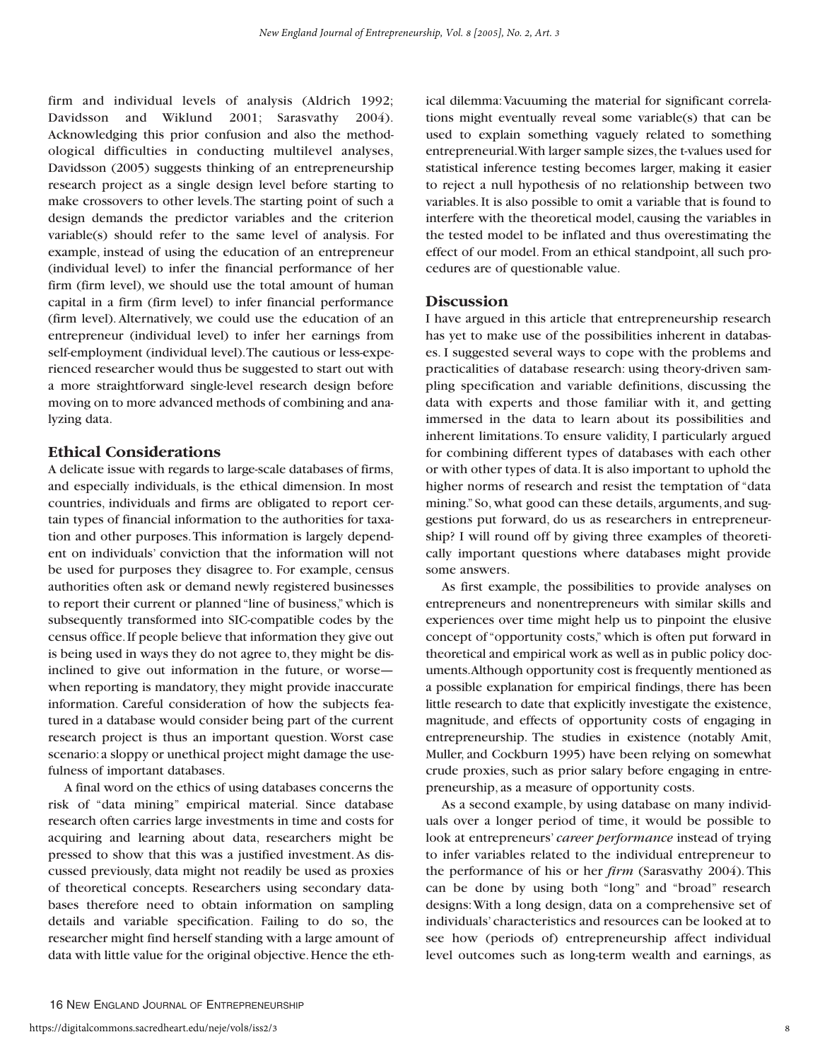firm and individual levels of analysis (Aldrich 1992; Davidsson and Wiklund 2001; Sarasvathy 2004). Acknowledging this prior confusion and also the methodological difficulties in conducting multilevel analyses, Davidsson (2005) suggests thinking of an entrepreneurship research project as a single design level before starting to make crossovers to other levels. The starting point of such a design demands the predictor variables and the criterion variable(s) should refer to the same level of analysis. For example, instead of using the education of an entrepreneur (individual level) to infer the financial performance of her firm (firm level), we should use the total amount of human capital in a firm (firm level) to infer financial performance (firm level). Alternatively, we could use the education of an entrepreneur (individual level) to infer her earnings from self-employment (individual level). The cautious or less-experienced researcher would thus be suggested to start out with a more straightforward single-level research design before moving on to more advanced methods of combining and analyzing data.

## Ethical Considerations

A delicate issue with regards to large-scale databases of firms, and especially individuals, is the ethical dimension. In most countries, individuals and firms are obligated to report certain types of financial information to the authorities for taxation and other purposes. This information is largely dependent on individuals' conviction that the information will not be used for purposes they disagree to. For example, census authorities often ask or demand newly registered businesses to report their current or planned "line of business," which is subsequently transformed into SIC-compatible codes by the census office. If people believe that information they give out is being used in ways they do not agree to, they might be disinclined to give out information in the future, or worse—when reporting is mandatory, they might provide inaccurate information. Careful consideration of how the subjects featured in a database would consider being part of the current research project is thus an important question. Worst case scenario: a sloppy or unethical project might damage the usefulness of important databases.

A final word on the ethics of using databases concerns the risk of "data mining" empirical material. Since database research often carries large investments in time and costs for acquiring and learning about data, researchers might be pressed to show that this was a justified investment. As discussed previously, data might not readily be used as proxies of theoretical concepts. Researchers using secondary databases therefore need to obtain information on sampling details and variable specification. Failing to do so, the researcher might find herself standing with a large amount of data with little value for the original objective. Hence the ethical dilemma: Vacuuming the material for significant correlations might eventually reveal some variable(s) that can be used to explain something vaguely related to something entrepreneurial. With larger sample sizes, the t-values used for statistical inference testing becomes larger, making it easier to reject a null hypothesis of no relationship between two variables. It is also possible to omit a variable that is found to interfere with the theoretical model, causing the variables in the tested model to be inflated and thus overestimating the effect of our model. From an ethical standpoint, all such procedures are of questionable value.

## Discussion

I have argued in this article that entrepreneurship research has yet to make use of the possibilities inherent in databases. I suggested several ways to cope with the problems and practicalities of database research: using theory-driven sampling specification and variable definitions, discussing the data with experts and those familiar with it, and getting immersed in the data to learn about its possibilities and inherent limitations. To ensure validity, I particularly argued for combining different types of databases with each other or with other types of data. It is also important to uphold the higher norms of research and resist the temptation of "data mining." So, what good can these details, arguments, and suggestions put forward, do us as researchers in entrepreneurship? I will round off by giving three examples of theoretically important questions where databases might provide some answers.

As first example, the possibilities to provide analyses on entrepreneurs and nonentrepreneurs with similar skills and experiences over time might help us to pinpoint the elusive concept of "opportunity costs," which is often put forward in theoretical and empirical work as well as in public policy documents. Although opportunity cost is frequently mentioned as a possible explanation for empirical findings, there has been little research to date that explicitly investigate the existence, magnitude, and effects of opportunity costs of engaging in entrepreneurship. The studies in existence (notably Amit, Muller, and Cockburn 1995) have been relying on somewhat crude proxies, such as prior salary before engaging in entrepreneurship, as a measure of opportunity costs.

As a second example, by using database on many individuals over a longer period of time, it would be possible to look at entrepreneurs' *career performance* instead of trying to infer variables related to the individual entrepreneur to the performance of his or her ***firm*** (Sarasvathy 2004). This can be done by using both "long" and "broad" research designs: With a long design, data on a comprehensive set of individuals' characteristics and resources can be looked at to see how (periods of) entrepreneurship affect individual level outcomes such as long-term wealth and earnings, as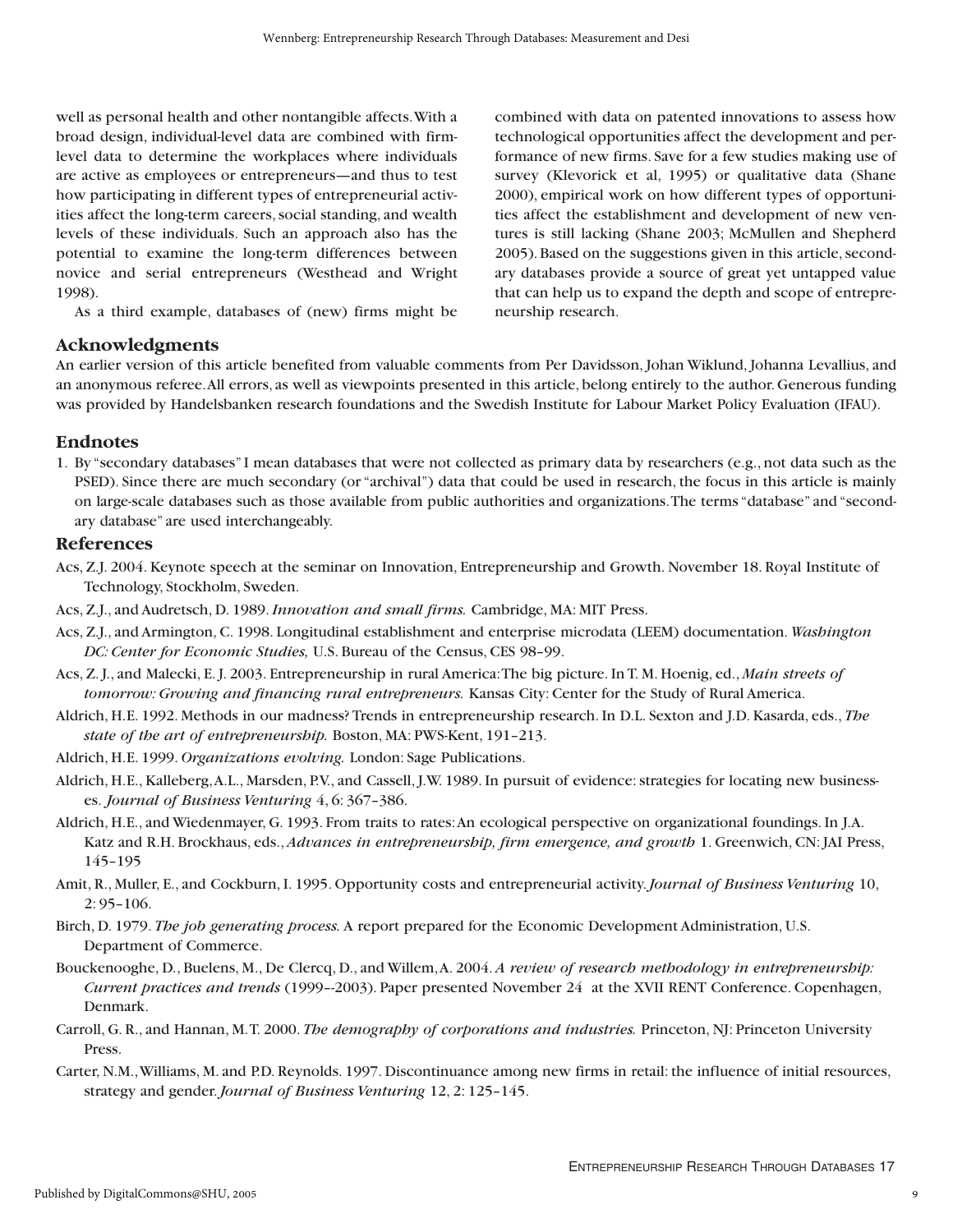well as personal health and other nontangible affects. With a broad design, individual-level data are combined with firm-level data to determine the workplaces where individuals are active as employees or entrepreneurs—and thus to test how participating in different types of entrepreneurial activities affect the long-term careers, social standing, and wealth levels of these individuals. Such an approach also has the potential to examine the long-term differences between novice and serial entrepreneurs (Westhead and Wright 1998).

As a third example, databases of (new) firms might be combined with data on patented innovations to assess how technological opportunities affect the development and performance of new firms. Save for a few studies making use of survey (Klevorick et al, 1995) or qualitative data (Shane 2000), empirical work on how different types of opportunities affect the establishment and development of new ventures is still lacking (Shane 2003; McMullen and Shepherd 2005). Based on the suggestions given in this article, secondary databases provide a source of great yet untapped value that can help us to expand the depth and scope of entrepreneurship research.

## Acknowledgments

An earlier version of this article benefited from valuable comments from Per Davidsson, Johan Wiklund, Johanna Levallius, and an anonymous referee. All errors, as well as viewpoints presented in this article, belong entirely to the author. Generous funding was provided by Handelsbanken research foundations and the Swedish Institute for Labour Market Policy Evaluation (IFAU).

## Endnotes

1. By "secondary databases" I mean databases that were not collected as primary data by researchers (e.g., not data such as the PSED). Since there are much secondary (or "archival") data that could be used in research, the focus in this article is mainly on large-scale databases such as those available from public authorities and organizations. The terms "database" and "secondary database" are used interchangeably.

## References

Acs, Z.J. 2004. Keynote speech at the seminar on Innovation, Entrepreneurship and Growth. November 18. Royal Institute of Technology, Stockholm, Sweden.

Acs, Z.J., and Audretsch, D. 1989. *Innovation and small firms.* Cambridge, MA: MIT Press.

Acs, Z.J., and Armington, C. 1998. Longitudinal establishment and enterprise microdata (LEEM) documentation. *Washington DC: Center for Economic Studies,* U.S. Bureau of the Census, CES 98–99.

Acs, Z. J., and Malecki, E. J. 2003. Entrepreneurship in rural America: The big picture. In T. M. Hoenig, ed., *Main streets of tomorrow: Growing and financing rural entrepreneurs.* Kansas City: Center for the Study of Rural America.

Aldrich, H.E. 1992. Methods in our madness? Trends in entrepreneurship research. In D.L. Sexton and J.D. Kasarda, eds., *The state of the art of entrepreneurship.* Boston, MA: PWS-Kent, 191–213.

Aldrich, H.E. 1999. *Organizations evolving.* London: Sage Publications.

Aldrich, H.E., Kalleberg, A.L., Marsden, P.V., and Cassell, J.W. 1989. In pursuit of evidence: strategies for locating new businesses. *Journal of Business Venturing* 4, 6: 367–386.

Aldrich, H.E., and Wiedenmayer, G. 1993. From traits to rates: An ecological perspective on organizational foundings. In J.A. Katz and R.H. Brockhaus, eds., *Advances in entrepreneurship, firm emergence, and growth* 1. Greenwich, CN: JAI Press, 145–195

Amit, R., Muller, E., and Cockburn, I. 1995. Opportunity costs and entrepreneurial activity. *Journal of Business Venturing* 10, 2: 95–106.

Birch, D. 1979. *The job generating process.* A report prepared for the Economic Development Administration, U.S. Department of Commerce.

Bouckenooghe, D., Buelens, M., De Clercq, D., and Willem, A. 2004. *A review of research methodology in entrepreneurship: Current practices and trends* (1999--2003). Paper presented November 24 at the XVII RENT Conference. Copenhagen, Denmark.

Carroll, G. R., and Hannan, M.T. 2000. *The demography of corporations and industries.* Princeton, NJ: Princeton University Press.

Carter, N.M., Williams, M. and P.D. Reynolds. 1997. Discontinuance among new firms in retail: the influence of initial resources, strategy and gender. *Journal of Business Venturing* 12, 2: 125–145.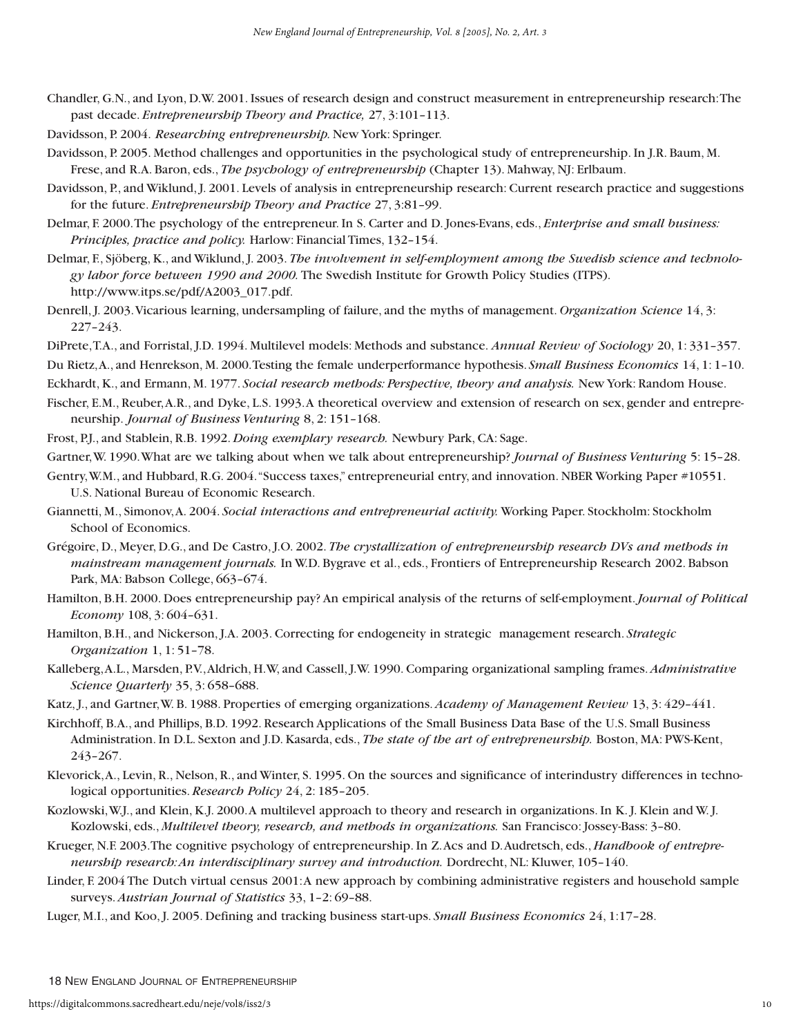Chandler, G.N., and Lyon, D.W. 2001. Issues of research design and construct measurement in entrepreneurship research: The past decade. *Entrepreneurship Theory and Practice,* 27, 3:101–113.

Davidsson, P. 2004. *Researching entrepreneurship.* New York: Springer.

Davidsson, P. 2005. Method challenges and opportunities in the psychological study of entrepreneurship. In J.R. Baum, M. Frese, and R.A. Baron, eds., *The psychology of entrepreneurship* (Chapter 13). Mahway, NJ: Erlbaum.

Davidsson, P., and Wiklund, J. 2001. Levels of analysis in entrepreneurship research: Current research practice and suggestions for the future. *Entrepreneurship Theory and Practice* 27, 3:81–99.

Delmar, F. 2000. The psychology of the entrepreneur. In S. Carter and D. Jones-Evans, eds., *Enterprise and small business: Principles, practice and policy.* Harlow: Financial Times, 132–154.

Delmar, F., Sjöberg, K., and Wiklund, J. 2003. *The involvement in self-employment among the Swedish science and technology labor force between 1990 and 2000.* The Swedish Institute for Growth Policy Studies (ITPS). http://www.itps.se/pdf/A2003_017.pdf.

Denrell, J. 2003. Vicarious learning, undersampling of failure, and the myths of management. *Organization Science* 14, 3: 227–243.

DiPrete, T.A., and Forristal, J.D. 1994. Multilevel models: Methods and substance. *Annual Review of Sociology* 20, 1: 331–357.

Du Rietz, A., and Henrekson, M. 2000. Testing the female underperformance hypothesis. *Small Business Economics* 14, 1: 1–10.

Eckhardt, K., and Ermann, M. 1977. *Social research methods: Perspective, theory and analysis.* New York: Random House.

Fischer, E.M., Reuber, A.R., and Dyke, L.S. 1993. A theoretical overview and extension of research on sex, gender and entrepreneurship. *Journal of Business Venturing* 8, 2: 151–168.

Frost, P.J., and Stablein, R.B. 1992. *Doing exemplary research.* Newbury Park, CA: Sage.

Gartner, W. 1990. What are we talking about when we talk about entrepreneurship? *Journal of Business Venturing* 5: 15–28.

Gentry, W.M., and Hubbard, R.G. 2004. "Success taxes," entrepreneurial entry, and innovation. NBER Working Paper #10551. U.S. National Bureau of Economic Research.

Giannetti, M., Simonov, A. 2004. *Social interactions and entrepreneurial activity.* Working Paper. Stockholm: Stockholm School of Economics.

Grégoire, D., Meyer, D.G., and De Castro, J.O. 2002. *The crystallization of entrepreneurship research DVs and methods in mainstream management journals.* In W.D. Bygrave et al., eds., Frontiers of Entrepreneurship Research 2002. Babson Park, MA: Babson College, 663–674.

Hamilton, B.H. 2000. Does entrepreneurship pay? An empirical analysis of the returns of self-employment. *Journal of Political Economy* 108, 3: 604–631.

Hamilton, B.H., and Nickerson, J.A. 2003. Correcting for endogeneity in strategic management research. *Strategic Organization* 1, 1: 51–78.

Kalleberg, A.L., Marsden, P.V., Aldrich, H.W, and Cassell, J.W. 1990. Comparing organizational sampling frames. *Administrative Science Quarterly* 35, 3: 658–688.

Katz, J., and Gartner, W. B. 1988. Properties of emerging organizations. *Academy of Management Review* 13, 3: 429–441.

Kirchhoff, B.A., and Phillips, B.D. 1992. Research Applications of the Small Business Data Base of the U.S. Small Business Administration. In D.L. Sexton and J.D. Kasarda, eds., *The state of the art of entrepreneurship.* Boston, MA: PWS-Kent, 243–267.

Klevorick, A., Levin, R., Nelson, R., and Winter, S. 1995. On the sources and significance of interindustry differences in technological opportunities. *Research Policy* 24, 2: 185–205.

Kozlowski, W.J., and Klein, K.J. 2000. A multilevel approach to theory and research in organizations. In K. J. Klein and W. J. Kozlowski, eds., *Multilevel theory, research, and methods in organizations.* San Francisco: Jossey-Bass: 3–80.

Krueger, N.F. 2003. The cognitive psychology of entrepreneurship. In Z. Acs and D. Audretsch, eds., *Handbook of entrepreneurship research: An interdisciplinary survey and introduction.* Dordrecht, NL: Kluwer, 105–140.

Linder, F. 2004 The Dutch virtual census 2001: A new approach by combining administrative registers and household sample surveys. *Austrian Journal of Statistics* 33, 1–2: 69–88.

Luger, M.I., and Koo, J. 2005. Defining and tracking business start-ups. *Small Business Economics* 24, 1:17–28.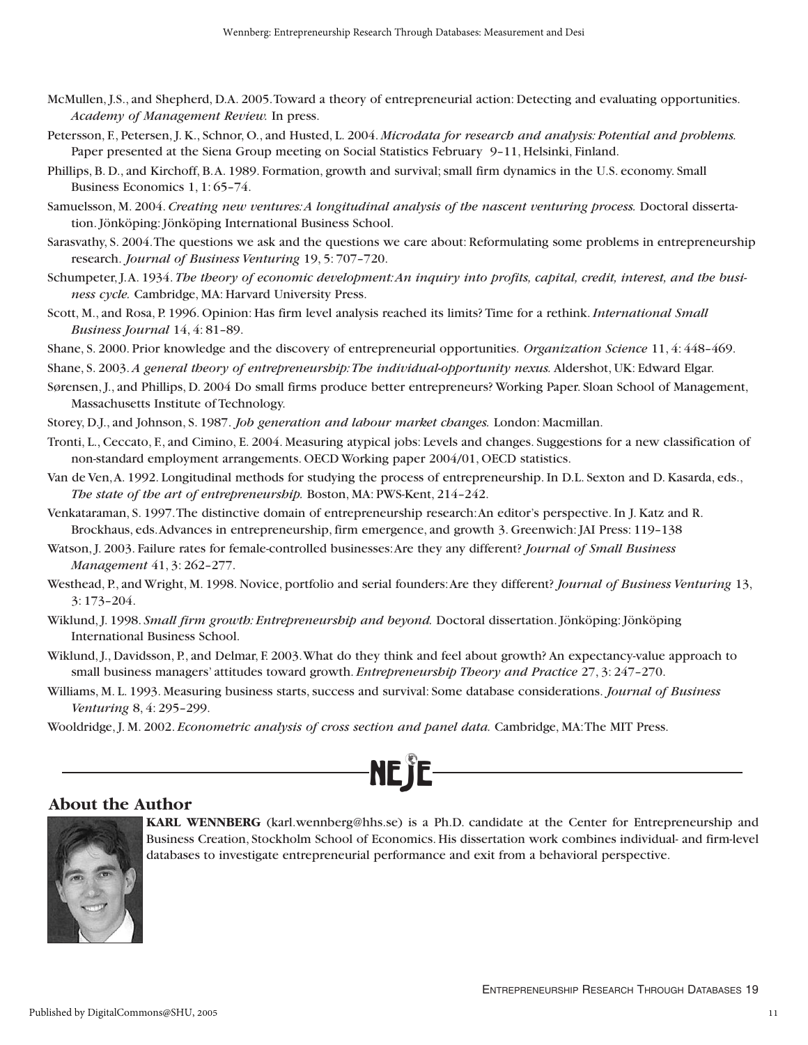McMullen, J.S., and Shepherd, D.A. 2005. Toward a theory of entrepreneurial action: Detecting and evaluating opportunities. *Academy of Management Review.* In press.

Petersson, F., Petersen, J. K., Schnor, O., and Husted, L. 2004. *Microdata for research and analysis: Potential and problems.* Paper presented at the Siena Group meeting on Social Statistics February 9–11, Helsinki, Finland.

Phillips, B. D., and Kirchoff, B.A. 1989. Formation, growth and survival; small firm dynamics in the U.S. economy. Small Business Economics 1, 1: 65–74.

Samuelsson, M. 2004. *Creating new ventures: A longitudinal analysis of the nascent venturing process.* Doctoral dissertation. Jönköping: Jönköping International Business School.

Sarasvathy, S. 2004. The questions we ask and the questions we care about: Reformulating some problems in entrepreneurship research. *Journal of Business Venturing* 19, 5: 707–720.

Schumpeter, J.A. 1934. *The theory of economic development: An inquiry into profits, capital, credit, interest, and the business cycle.* Cambridge, MA: Harvard University Press.

Scott, M., and Rosa, P. 1996. Opinion: Has firm level analysis reached its limits? Time for a rethink. *International Small Business Journal* 14, 4: 81–89.

Shane, S. 2000. Prior knowledge and the discovery of entrepreneurial opportunities. *Organization Science* 11, 4: 448–469.

Shane, S. 2003. *A general theory of entrepreneurship: The individual-opportunity nexus.* Aldershot, UK: Edward Elgar.

Sørensen, J., and Phillips, D. 2004 Do small firms produce better entrepreneurs? Working Paper. Sloan School of Management, Massachusetts Institute of Technology.

Storey, D.J., and Johnson, S. 1987. *Job generation and labour market changes.* London: Macmillan.

Tronti, L., Ceccato, F., and Cimino, E. 2004. Measuring atypical jobs: Levels and changes. Suggestions for a new classification of non-standard employment arrangements. OECD Working paper 2004/01, OECD statistics.

Van de Ven, A. 1992. Longitudinal methods for studying the process of entrepreneurship. In D.L. Sexton and D. Kasarda, eds., *The state of the art of entrepreneurship.* Boston, MA: PWS-Kent, 214–242.

Venkataraman, S. 1997. The distinctive domain of entrepreneurship research: An editor's perspective. In J. Katz and R. Brockhaus, eds. Advances in entrepreneurship, firm emergence, and growth 3. Greenwich: JAI Press: 119–138

Watson, J. 2003. Failure rates for female-controlled businesses: Are they any different? *Journal of Small Business Management* 41, 3: 262–277.

Westhead, P., and Wright, M. 1998. Novice, portfolio and serial founders: Are they different? *Journal of Business Venturing* 13, 3: 173–204.

Wiklund, J. 1998. *Small firm growth: Entrepreneurship and beyond.* Doctoral dissertation. Jönköping: Jönköping International Business School.

Wiklund, J., Davidsson, P., and Delmar, F. 2003. What do they think and feel about growth? An expectancy-value approach to small business managers' attitudes toward growth. *Entrepreneurship Theory and Practice* 27, 3: 247–270.

Williams, M. L. 1993. Measuring business starts, success and survival: Some database considerations. *Journal of Business Venturing* 8, 4: 295–299.

Wooldridge, J. M. 2002. *Econometric analysis of cross section and panel data.* Cambridge, MA: The MIT Press.

NEJE

## About the Author

**KARL WENNBERG** (karl.wennberg@hhs.se) is a Ph.D. candidate at the Center for Entrepreneurship and Business Creation, Stockholm School of Economics. His dissertation work combines individual- and firm-level databases to investigate entrepreneurial performance and exit from a behavioral perspective.